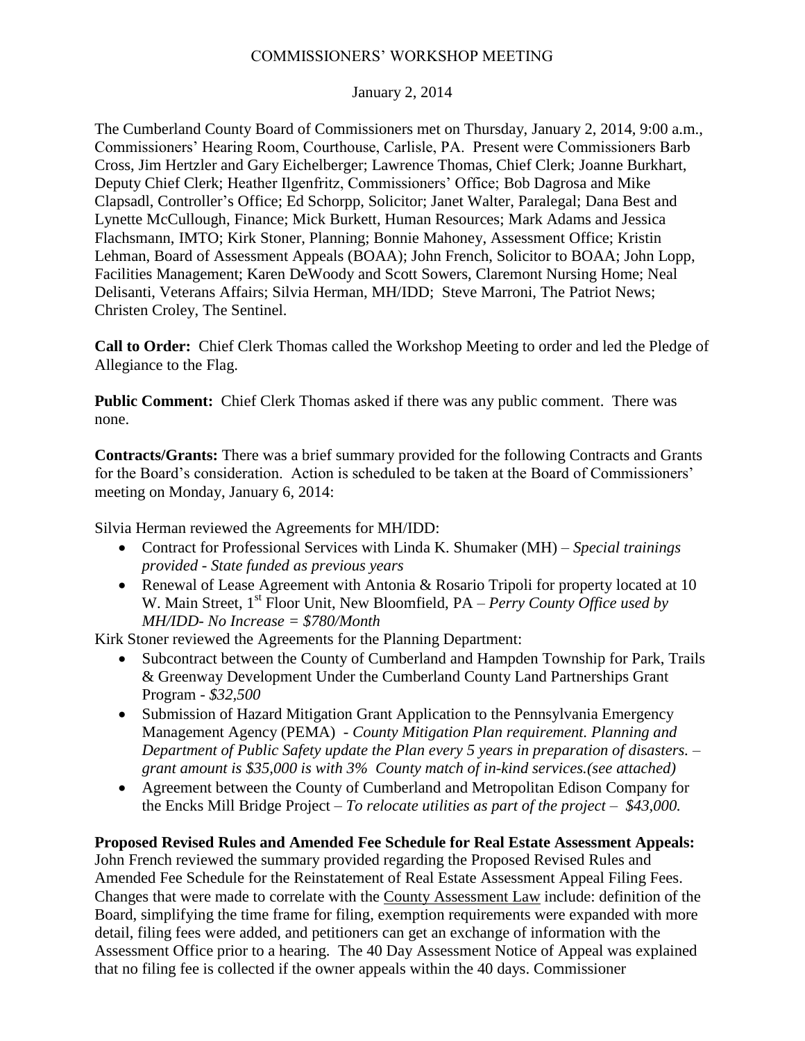# COMMISSIONERS' WORKSHOP MEETING

January 2, 2014

The Cumberland County Board of Commissioners met on Thursday, January 2, 2014, 9:00 a.m., Commissioners' Hearing Room, Courthouse, Carlisle, PA. Present were Commissioners Barb Cross, Jim Hertzler and Gary Eichelberger; Lawrence Thomas, Chief Clerk; Joanne Burkhart, Deputy Chief Clerk; Heather Ilgenfritz, Commissioners' Office; Bob Dagrosa and Mike Clapsadl, Controller's Office; Ed Schorpp, Solicitor; Janet Walter, Paralegal; Dana Best and Lynette McCullough, Finance; Mick Burkett, Human Resources; Mark Adams and Jessica Flachsmann, IMTO; Kirk Stoner, Planning; Bonnie Mahoney, Assessment Office; Kristin Lehman, Board of Assessment Appeals (BOAA); John French, Solicitor to BOAA; John Lopp, Facilities Management; Karen DeWoody and Scott Sowers, Claremont Nursing Home; Neal Delisanti, Veterans Affairs; Silvia Herman, MH/IDD; Steve Marroni, The Patriot News; Christen Croley, The Sentinel.

**Call to Order:** Chief Clerk Thomas called the Workshop Meeting to order and led the Pledge of Allegiance to the Flag.

**Public Comment:** Chief Clerk Thomas asked if there was any public comment. There was none.

**Contracts/Grants:** There was a brief summary provided for the following Contracts and Grants for the Board's consideration. Action is scheduled to be taken at the Board of Commissioners' meeting on Monday, January 6, 2014:

Silvia Herman reviewed the Agreements for MH/IDD:

- Contract for Professional Services with Linda K. Shumaker (MH) – *Special trainings provided - State funded as previous years*
- Renewal of Lease Agreement with Antonia & Rosario Tripoli for property located at 10 W. Main Street, 1st Floor Unit, New Bloomfield, PA – *Perry County Office used by MH/IDD- No Increase = $780/Month*

Kirk Stoner reviewed the Agreements for the Planning Department:

- Subcontract between the County of Cumberland and Hampden Township for Park, Trails & Greenway Development Under the Cumberland County Land Partnerships Grant Program - *$32,500*
- Submission of Hazard Mitigation Grant Application to the Pennsylvania Emergency Management Agency (PEMA) - *County Mitigation Plan requirement. Planning and Department of Public Safety update the Plan every 5 years in preparation of disasters. – grant amount is $35,000 is with 3% County match of in-kind services.(see attached)*
- Agreement between the County of Cumberland and Metropolitan Edison Company for the Encks Mill Bridge Project – *To relocate utilities as part of the project – $43,000.*

**Proposed Revised Rules and Amended Fee Schedule for Real Estate Assessment Appeals:** John French reviewed the summary provided regarding the Proposed Revised Rules and Amended Fee Schedule for the Reinstatement of Real Estate Assessment Appeal Filing Fees. Changes that were made to correlate with the County Assessment Law include: definition of the Board, simplifying the time frame for filing, exemption requirements were expanded with more detail, filing fees were added, and petitioners can get an exchange of information with the Assessment Office prior to a hearing. The 40 Day Assessment Notice of Appeal was explained that no filing fee is collected if the owner appeals within the 40 days. Commissioner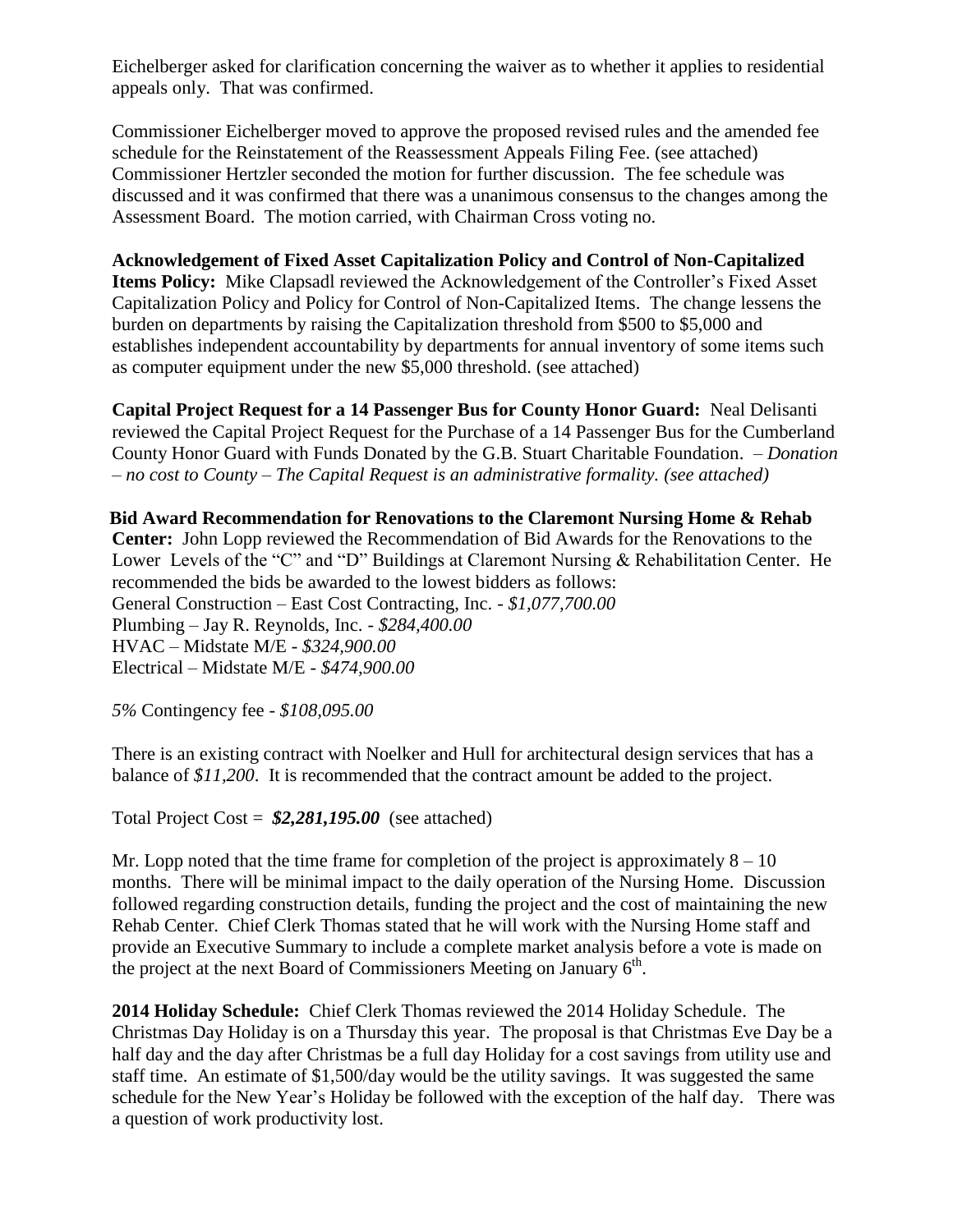Eichelberger asked for clarification concerning the waiver as to whether it applies to residential appeals only. That was confirmed.

Commissioner Eichelberger moved to approve the proposed revised rules and the amended fee schedule for the Reinstatement of the Reassessment Appeals Filing Fee. (see attached) Commissioner Hertzler seconded the motion for further discussion. The fee schedule was discussed and it was confirmed that there was a unanimous consensus to the changes among the Assessment Board. The motion carried, with Chairman Cross voting no.

**Acknowledgement of Fixed Asset Capitalization Policy and Control of Non-Capitalized Items Policy:** Mike Clapsadl reviewed the Acknowledgement of the Controller's Fixed Asset Capitalization Policy and Policy for Control of Non-Capitalized Items. The change lessens the burden on departments by raising the Capitalization threshold from $500 to $5,000 and establishes independent accountability by departments for annual inventory of some items such as computer equipment under the new $5,000 threshold. (see attached)

**Capital Project Request for a 14 Passenger Bus for County Honor Guard:** Neal Delisanti reviewed the Capital Project Request for the Purchase of a 14 Passenger Bus for the Cumberland County Honor Guard with Funds Donated by the G.B. Stuart Charitable Foundation. – *Donation – no cost to County – The Capital Request is an administrative formality. (see attached)*

**Bid Award Recommendation for Renovations to the Claremont Nursing Home & Rehab Center:** John Lopp reviewed the Recommendation of Bid Awards for the Renovations to the Lower Levels of the "C" and "D" Buildings at Claremont Nursing & Rehabilitation Center. He recommended the bids be awarded to the lowest bidders as follows:
General Construction – East Cost Contracting, Inc. - *$1,077,700.00*
Plumbing – Jay R. Reynolds, Inc. - *$284,400.00*
HVAC – Midstate M/E - *$324,900.00*
Electrical – Midstate M/E - *$474,900.00*

*5%* Contingency fee - *$108,095.00*

There is an existing contract with Noelker and Hull for architectural design services that has a balance of *$11,200*. It is recommended that the contract amount be added to the project.

Total Project Cost = ***$2,281,195.00*** (see attached)

Mr. Lopp noted that the time frame for completion of the project is approximately 8 – 10 months. There will be minimal impact to the daily operation of the Nursing Home. Discussion followed regarding construction details, funding the project and the cost of maintaining the new Rehab Center. Chief Clerk Thomas stated that he will work with the Nursing Home staff and provide an Executive Summary to include a complete market analysis before a vote is made on the project at the next Board of Commissioners Meeting on January 6th.

**2014 Holiday Schedule:** Chief Clerk Thomas reviewed the 2014 Holiday Schedule. The Christmas Day Holiday is on a Thursday this year. The proposal is that Christmas Eve Day be a half day and the day after Christmas be a full day Holiday for a cost savings from utility use and staff time. An estimate of $1,500/day would be the utility savings. It was suggested the same schedule for the New Year's Holiday be followed with the exception of the half day. There was a question of work productivity lost.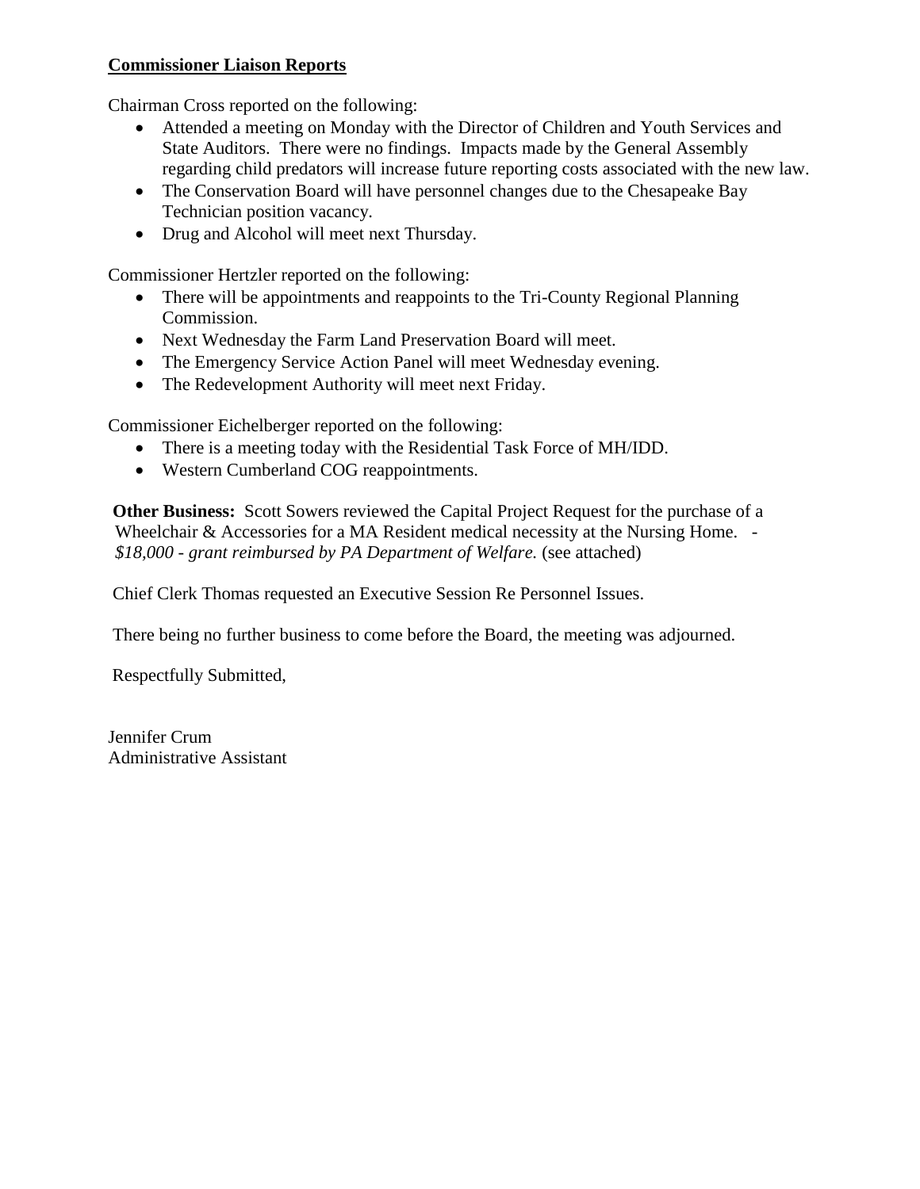**Commissioner Liaison Reports**

Chairman Cross reported on the following:

- Attended a meeting on Monday with the Director of Children and Youth Services and State Auditors. There were no findings. Impacts made by the General Assembly regarding child predators will increase future reporting costs associated with the new law.
- The Conservation Board will have personnel changes due to the Chesapeake Bay Technician position vacancy.
- Drug and Alcohol will meet next Thursday.

Commissioner Hertzler reported on the following:

- There will be appointments and reappoints to the Tri-County Regional Planning Commission.
- Next Wednesday the Farm Land Preservation Board will meet.
- The Emergency Service Action Panel will meet Wednesday evening.
- The Redevelopment Authority will meet next Friday.

Commissioner Eichelberger reported on the following:

- There is a meeting today with the Residential Task Force of MH/IDD.
- Western Cumberland COG reappointments.

**Other Business:** Scott Sowers reviewed the Capital Project Request for the purchase of a Wheelchair & Accessories for a MA Resident medical necessity at the Nursing Home. - *$18,000 - grant reimbursed by PA Department of Welfare.* (see attached)

Chief Clerk Thomas requested an Executive Session Re Personnel Issues.

There being no further business to come before the Board, the meeting was adjourned.

Respectfully Submitted,

Jennifer Crum
Administrative Assistant